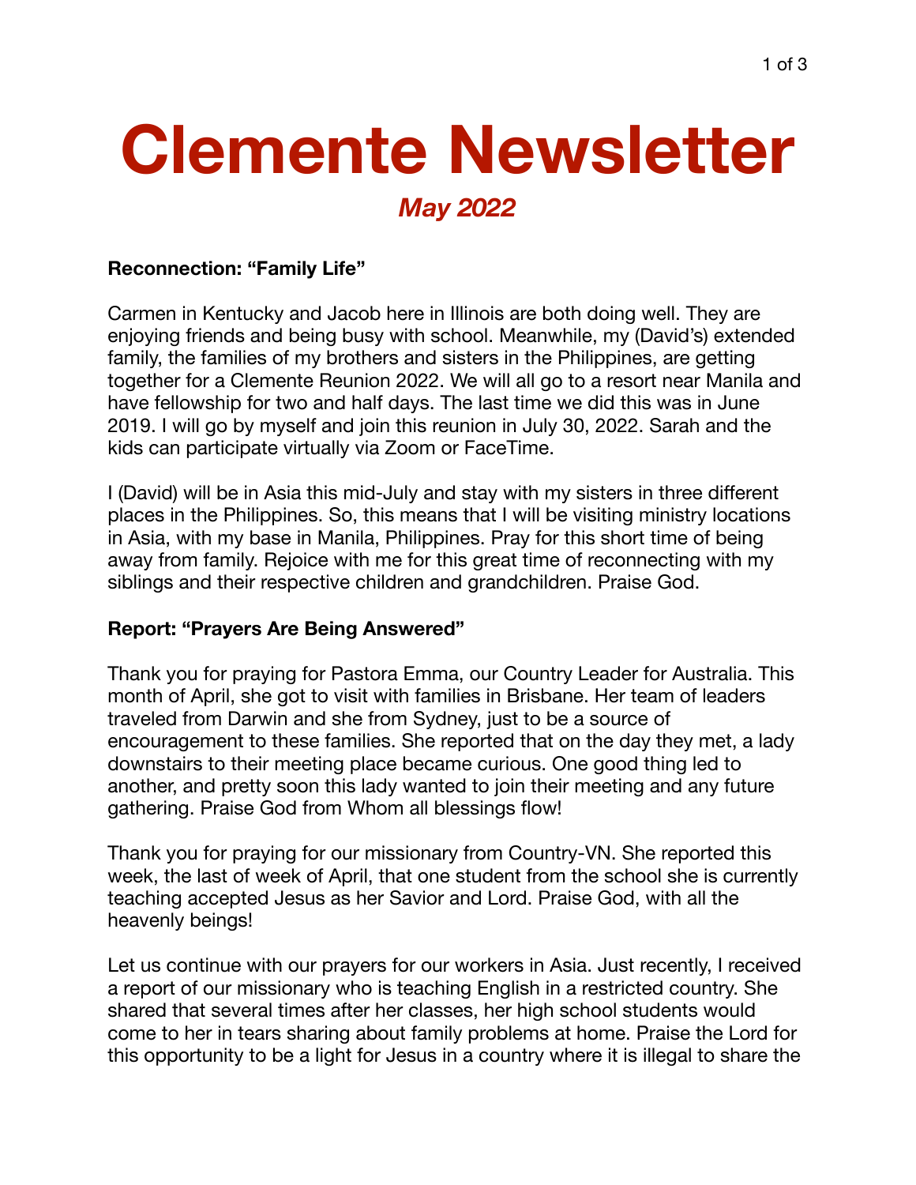# Clemente Newsletter

## *May 2022*

**Reconnection: "Family Life"**

Carmen in Kentucky and Jacob here in Illinois are both doing well. They are enjoying friends and being busy with school. Meanwhile, my (David's) extended family, the families of my brothers and sisters in the Philippines, are getting together for a Clemente Reunion 2022. We will all go to a resort near Manila and have fellowship for two and half days. The last time we did this was in June 2019. I will go by myself and join this reunion in July 30, 2022. Sarah and the kids can participate virtually via Zoom or FaceTime.

I (David) will be in Asia this mid-July and stay with my sisters in three different places in the Philippines. So, this means that I will be visiting ministry locations in Asia, with my base in Manila, Philippines. Pray for this short time of being away from family. Rejoice with me for this great time of reconnecting with my siblings and their respective children and grandchildren. Praise God.

**Report: "Prayers Are Being Answered"**

Thank you for praying for Pastora Emma, our Country Leader for Australia. This month of April, she got to visit with families in Brisbane. Her team of leaders traveled from Darwin and she from Sydney, just to be a source of encouragement to these families. She reported that on the day they met, a lady downstairs to their meeting place became curious. One good thing led to another, and pretty soon this lady wanted to join their meeting and any future gathering. Praise God from Whom all blessings flow!

Thank you for praying for our missionary from Country-VN. She reported this week, the last of week of April, that one student from the school she is currently teaching accepted Jesus as her Savior and Lord. Praise God, with all the heavenly beings!

Let us continue with our prayers for our workers in Asia. Just recently, I received a report of our missionary who is teaching English in a restricted country. She shared that several times after her classes, her high school students would come to her in tears sharing about family problems at home. Praise the Lord for this opportunity to be a light for Jesus in a country where it is illegal to share the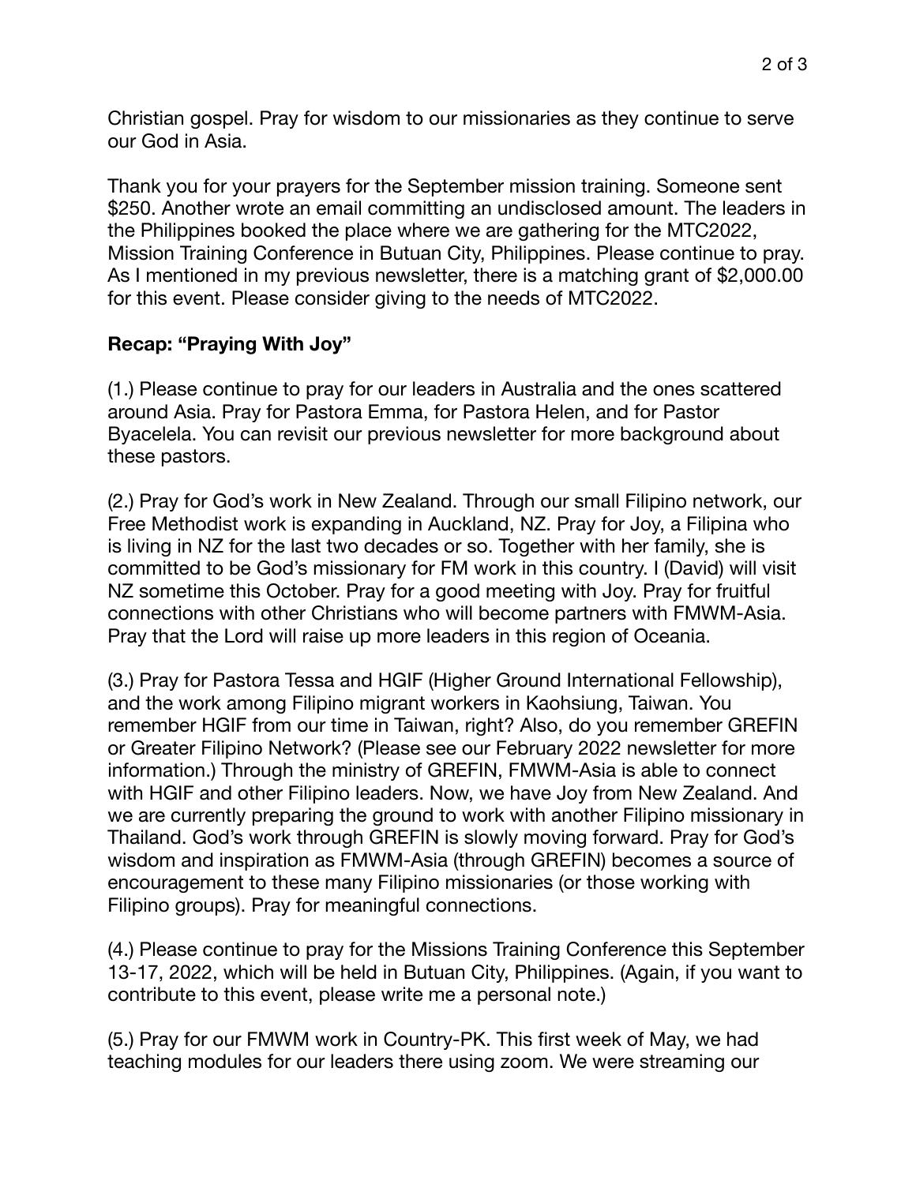Christian gospel. Pray for wisdom to our missionaries as they continue to serve our God in Asia.

Thank you for your prayers for the September mission training. Someone sent $250. Another wrote an email committing an undisclosed amount. The leaders in the Philippines booked the place where we are gathering for the MTC2022, Mission Training Conference in Butuan City, Philippines. Please continue to pray. As I mentioned in my previous newsletter, there is a matching grant of $2,000.00 for this event. Please consider giving to the needs of MTC2022.

**Recap: "Praying With Joy"**

(1.) Please continue to pray for our leaders in Australia and the ones scattered around Asia. Pray for Pastora Emma, for Pastora Helen, and for Pastor Byacelela. You can revisit our previous newsletter for more background about these pastors.

(2.) Pray for God's work in New Zealand. Through our small Filipino network, our Free Methodist work is expanding in Auckland, NZ. Pray for Joy, a Filipina who is living in NZ for the last two decades or so. Together with her family, she is committed to be God's missionary for FM work in this country. I (David) will visit NZ sometime this October. Pray for a good meeting with Joy. Pray for fruitful connections with other Christians who will become partners with FMWM-Asia. Pray that the Lord will raise up more leaders in this region of Oceania.

(3.) Pray for Pastora Tessa and HGIF (Higher Ground International Fellowship), and the work among Filipino migrant workers in Kaohsiung, Taiwan. You remember HGIF from our time in Taiwan, right? Also, do you remember GREFIN or Greater Filipino Network? (Please see our February 2022 newsletter for more information.) Through the ministry of GREFIN, FMWM-Asia is able to connect with HGIF and other Filipino leaders. Now, we have Joy from New Zealand. And we are currently preparing the ground to work with another Filipino missionary in Thailand. God's work through GREFIN is slowly moving forward. Pray for God's wisdom and inspiration as FMWM-Asia (through GREFIN) becomes a source of encouragement to these many Filipino missionaries (or those working with Filipino groups). Pray for meaningful connections.

(4.) Please continue to pray for the Missions Training Conference this September 13-17, 2022, which will be held in Butuan City, Philippines. (Again, if you want to contribute to this event, please write me a personal note.)

(5.) Pray for our FMWM work in Country-PK. This first week of May, we had teaching modules for our leaders there using zoom. We were streaming our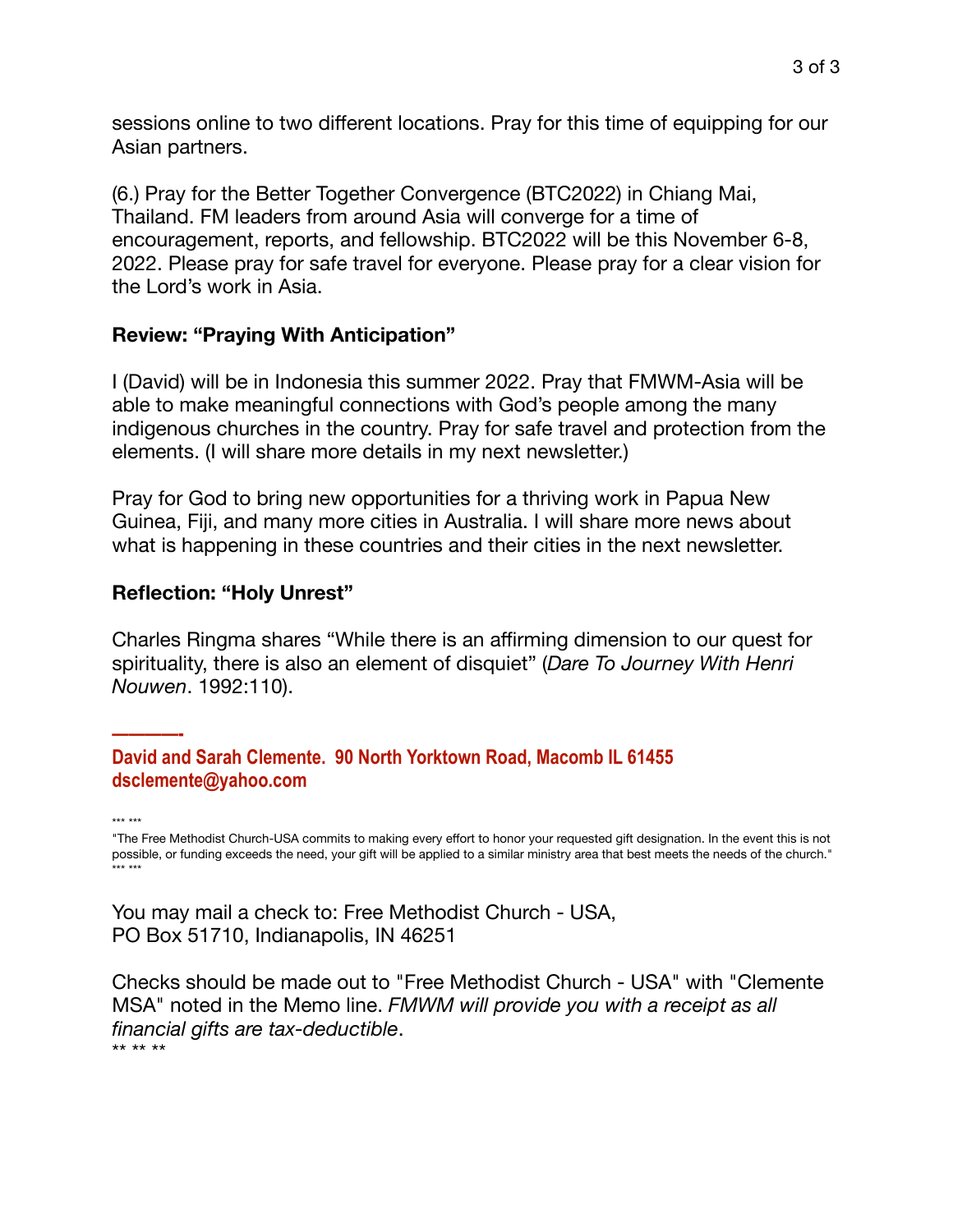sessions online to two different locations. Pray for this time of equipping for our Asian partners.

(6.) Pray for the Better Together Convergence (BTC2022) in Chiang Mai, Thailand. FM leaders from around Asia will converge for a time of encouragement, reports, and fellowship. BTC2022 will be this November 6-8, 2022. Please pray for safe travel for everyone. Please pray for a clear vision for the Lord's work in Asia.

**Review: "Praying With Anticipation"**

I (David) will be in Indonesia this summer 2022. Pray that FMWM-Asia will be able to make meaningful connections with God's people among the many indigenous churches in the country. Pray for safe travel and protection from the elements. (I will share more details in my next newsletter.)

Pray for God to bring new opportunities for a thriving work in Papua New Guinea, Fiji, and many more cities in Australia. I will share more news about what is happening in these countries and their cities in the next newsletter.

**Reflection: "Holy Unrest"**

Charles Ringma shares "While there is an affirming dimension to our quest for spirituality, there is also an element of disquiet" (*Dare To Journey With Henri Nouwen*. 1992:110).

———-

**David and Sarah Clemente. 90 North Yorktown Road, Macomb IL 61455**
**dsclemente@yahoo.com**

*** ***
"The Free Methodist Church-USA commits to making every effort to honor your requested gift designation. In the event this is not possible, or funding exceeds the need, your gift will be applied to a similar ministry area that best meets the needs of the church."
*** ***

You may mail a check to: Free Methodist Church - USA,
PO Box 51710, Indianapolis, IN 46251

Checks should be made out to "Free Methodist Church - USA" with "Clemente MSA" noted in the Memo line. *FMWM will provide you with a receipt as all financial gifts are tax-deductible*.
** ** **